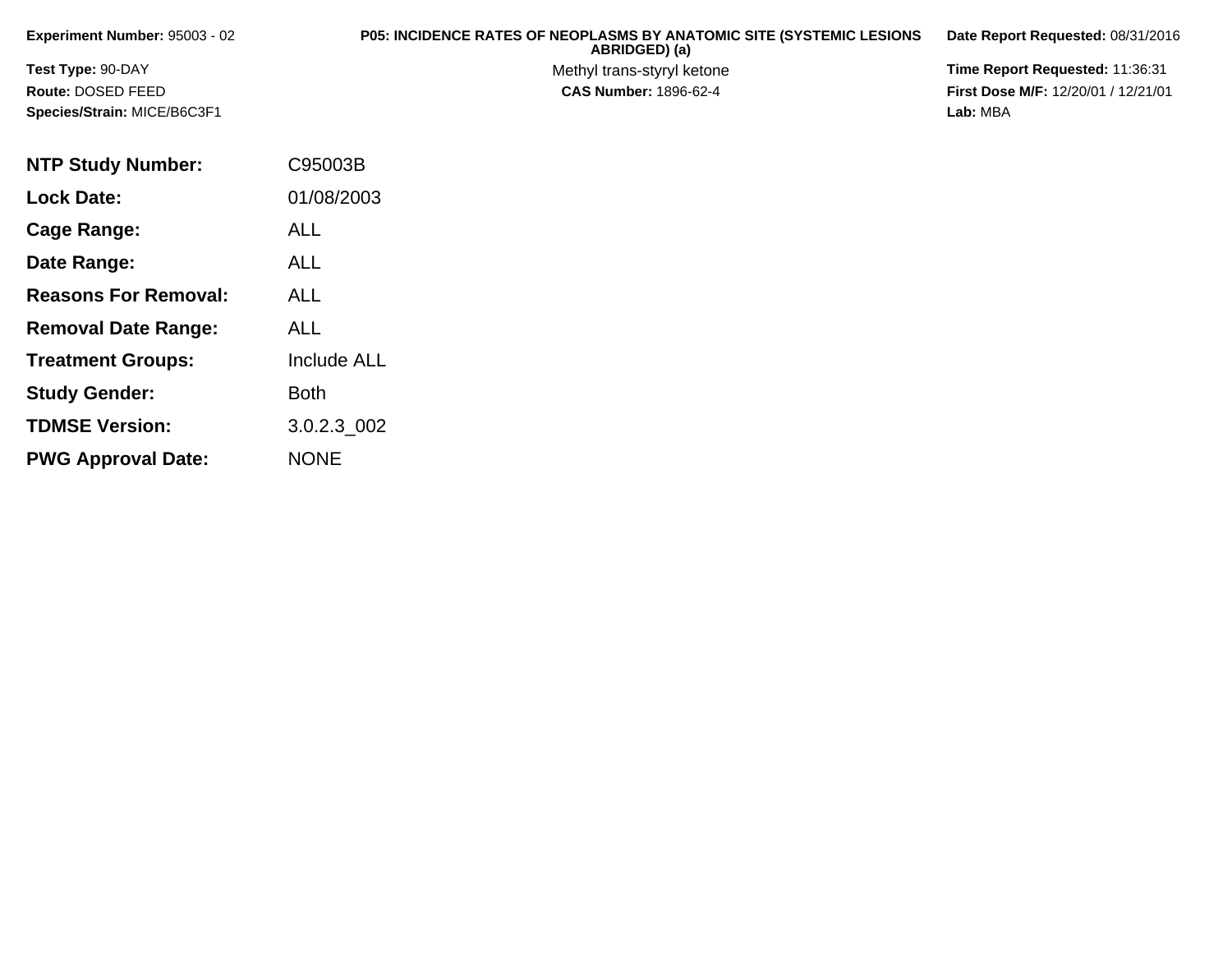**Experiment Number:** 95003 - 02

**Test Type:** 90-DAY

**Route:** DOSED FEED

**Species/Strain:** MICE/B6C3F1

**P05: INCIDENCE RATES OF NEOPLASMS BY ANATOMIC SITE (SYSTEMIC LESIONS ABRIDGED) (a)**

Methyl trans-styryl ketone

**CAS Number:** 1896-62-4

**Date Report Requested:** 08/31/2016

**Time Report Requested:** 11:36:31

**First Dose M/F:** 12/20/01 / 12/21/01

**Lab:** MBA

| | |
|---|---|
| **NTP Study Number:** | C95003B |
| **Lock Date:** | 01/08/2003 |
| **Cage Range:** | ALL |
| **Date Range:** | ALL |
| **Reasons For Removal:** | ALL |
| **Removal Date Range:** | ALL |
| **Treatment Groups:** | Include ALL |
| **Study Gender:** | Both |
| **TDMSE Version:** | 3.0.2.3_002 |
| **PWG Approval Date:** | NONE |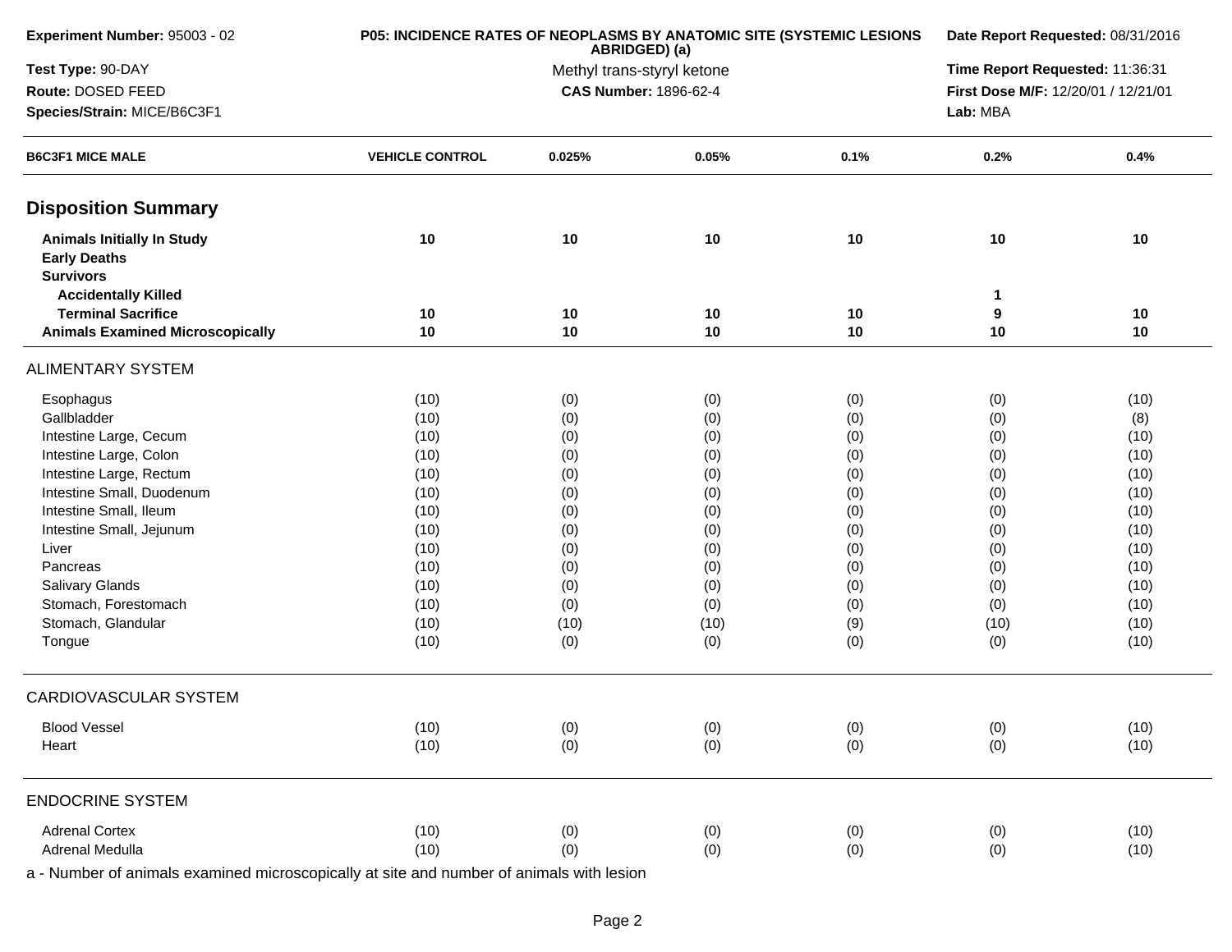**Experiment Number:** 95003 - 02
**Test Type:** 90-DAY
**Route:** DOSED FEED
**Species/Strain:** MICE/B6C3F1

**P05: INCIDENCE RATES OF NEOPLASMS BY ANATOMIC SITE (SYSTEMIC LESIONS ABRIDGED) (a)**
Methyl trans-styryl ketone
**CAS Number:** 1896-62-4

**Date Report Requested:** 08/31/2016
**Time Report Requested:** 11:36:31
**First Dose M/F:** 12/20/01 / 12/21/01
**Lab:** MBA

| B6C3F1 MICE MALE | VEHICLE CONTROL | 0.025% | 0.05% | 0.1% | 0.2% | 0.4% |
|---|---|---|---|---|---|---|
| **Disposition Summary** | | | | | | |
| **Animals Initially In Study** | 10 | 10 | 10 | 10 | 10 | 10 |
| **Early Deaths** | | | | | | |
| **Survivors** | | | | | | |
| **Accidentally Killed** | | | | | 1 | |
| **Terminal Sacrifice** | 10 | 10 | 10 | 10 | 9 | 10 |
| **Animals Examined Microscopically** | 10 | 10 | 10 | 10 | 10 | 10 |
| ALIMENTARY SYSTEM | | | | | | |
| Esophagus | (10) | (0) | (0) | (0) | (0) | (10) |
| Gallbladder | (10) | (0) | (0) | (0) | (0) | (8) |
| Intestine Large, Cecum | (10) | (0) | (0) | (0) | (0) | (10) |
| Intestine Large, Colon | (10) | (0) | (0) | (0) | (0) | (10) |
| Intestine Large, Rectum | (10) | (0) | (0) | (0) | (0) | (10) |
| Intestine Small, Duodenum | (10) | (0) | (0) | (0) | (0) | (10) |
| Intestine Small, Ileum | (10) | (0) | (0) | (0) | (0) | (10) |
| Intestine Small, Jejunum | (10) | (0) | (0) | (0) | (0) | (10) |
| Liver | (10) | (0) | (0) | (0) | (0) | (10) |
| Pancreas | (10) | (0) | (0) | (0) | (0) | (10) |
| Salivary Glands | (10) | (0) | (0) | (0) | (0) | (10) |
| Stomach, Forestomach | (10) | (0) | (0) | (0) | (0) | (10) |
| Stomach, Glandular | (10) | (10) | (10) | (9) | (10) | (10) |
| Tongue | (10) | (0) | (0) | (0) | (0) | (10) |
| CARDIOVASCULAR SYSTEM | | | | | | |
| Blood Vessel | (10) | (0) | (0) | (0) | (0) | (10) |
| Heart | (10) | (0) | (0) | (0) | (0) | (10) |
| ENDOCRINE SYSTEM | | | | | | |
| Adrenal Cortex | (10) | (0) | (0) | (0) | (0) | (10) |
| Adrenal Medulla | (10) | (0) | (0) | (0) | (0) | (10) |

a - Number of animals examined microscopically at site and number of animals with lesion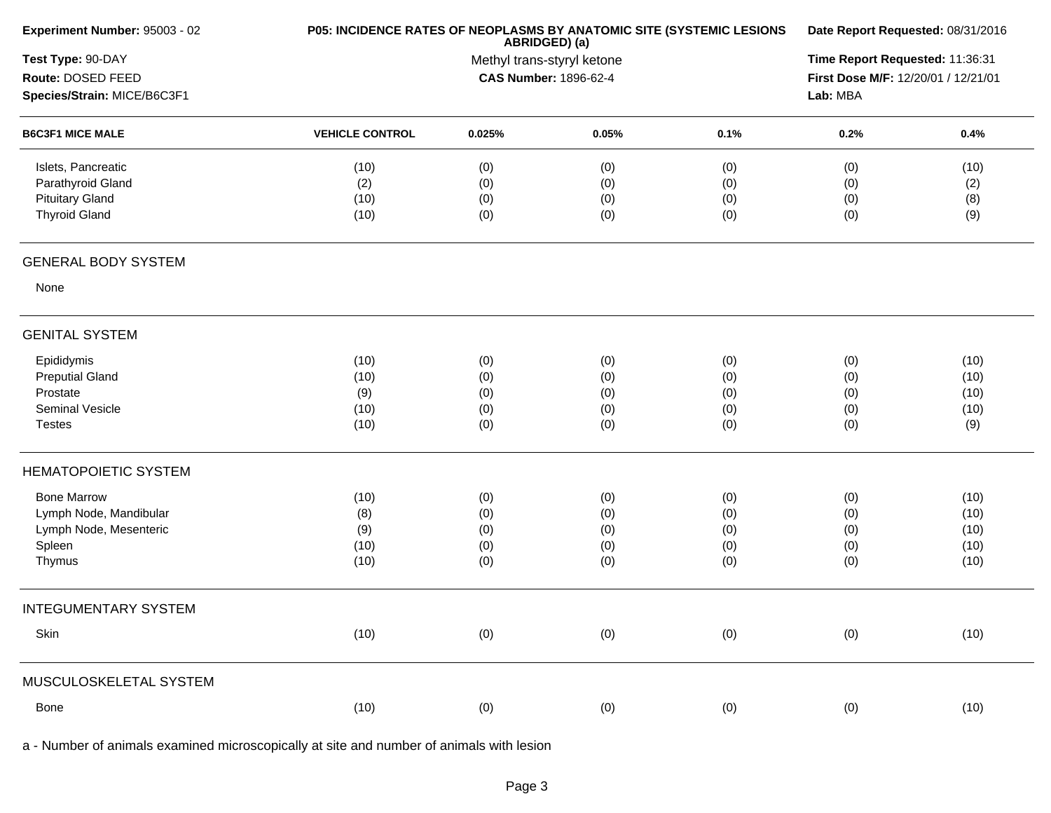| B6C3F1 MICE MALE | VEHICLE CONTROL | 0.025% | 0.05% | 0.1% | 0.2% | 0.4% |
|---|---|---|---|---|---|---|
| Islets, Pancreatic | (10) | (0) | (0) | (0) | (0) | (10) |
| Parathyroid Gland | (2) | (0) | (0) | (0) | (0) | (2) |
| Pituitary Gland | (10) | (0) | (0) | (0) | (0) | (8) |
| Thyroid Gland | (10) | (0) | (0) | (0) | (0) | (9) |
| **GENERAL BODY SYSTEM** | | | | | | |
| None | | | | | | |
| **GENITAL SYSTEM** | | | | | | |
| Epididymis | (10) | (0) | (0) | (0) | (0) | (10) |
| Preputial Gland | (10) | (0) | (0) | (0) | (0) | (10) |
| Prostate | (9) | (0) | (0) | (0) | (0) | (10) |
| Seminal Vesicle | (10) | (0) | (0) | (0) | (0) | (10) |
| Testes | (10) | (0) | (0) | (0) | (0) | (9) |
| **HEMATOPOIETIC SYSTEM** | | | | | | |
| Bone Marrow | (10) | (0) | (0) | (0) | (0) | (10) |
| Lymph Node, Mandibular | (8) | (0) | (0) | (0) | (0) | (10) |
| Lymph Node, Mesenteric | (9) | (0) | (0) | (0) | (0) | (10) |
| Spleen | (10) | (0) | (0) | (0) | (0) | (10) |
| Thymus | (10) | (0) | (0) | (0) | (0) | (10) |
| **INTEGUMENTARY SYSTEM** | | | | | | |
| Skin | (10) | (0) | (0) | (0) | (0) | (10) |
| **MUSCULOSKELETAL SYSTEM** | | | | | | |
| Bone | (10) | (0) | (0) | (0) | (0) | (10) |

a - Number of animals examined microscopically at site and number of animals with lesion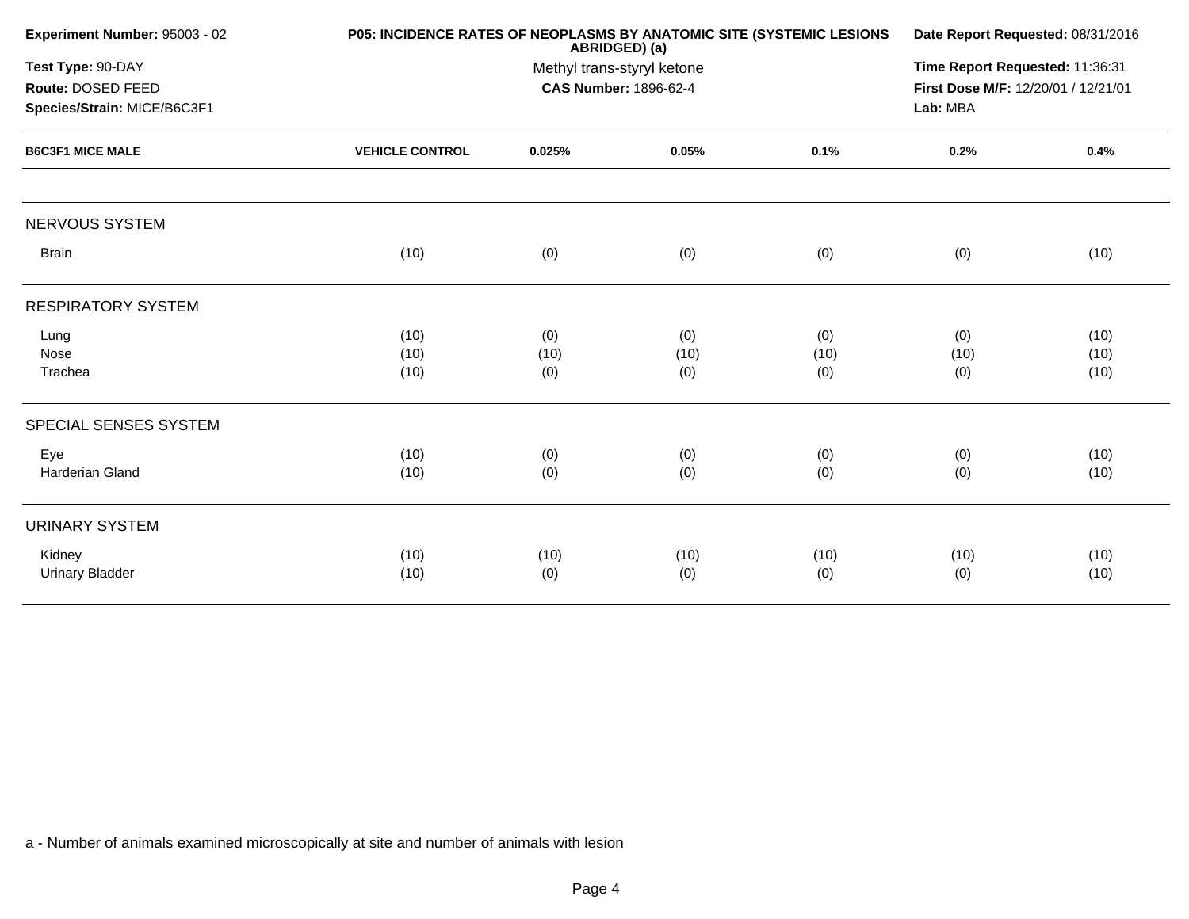**Experiment Number:** 95003 - 02
**Test Type:** 90-DAY
**Route:** DOSED FEED
**Species/Strain:** MICE/B6C3F1

**P05: INCIDENCE RATES OF NEOPLASMS BY ANATOMIC SITE (SYSTEMIC LESIONS ABRIDGED) (a)**
Methyl trans-styryl ketone
**CAS Number:** 1896-62-4

**Date Report Requested:** 08/31/2016
**Time Report Requested:** 11:36:31
**First Dose M/F:** 12/20/01 / 12/21/01
**Lab:** MBA

| B6C3F1 MICE MALE | VEHICLE CONTROL | 0.025% | 0.05% | 0.1% | 0.2% | 0.4% |
|---|---|---|---|---|---|---|
| NERVOUS SYSTEM | | | | | | |
| Brain | (10) | (0) | (0) | (0) | (0) | (10) |
| RESPIRATORY SYSTEM | | | | | | |
| Lung | (10) | (0) | (0) | (0) | (0) | (10) |
| Nose | (10) | (10) | (10) | (10) | (10) | (10) |
| Trachea | (10) | (0) | (0) | (0) | (0) | (10) |
| SPECIAL SENSES SYSTEM | | | | | | |
| Eye | (10) | (0) | (0) | (0) | (0) | (10) |
| Harderian Gland | (10) | (0) | (0) | (0) | (0) | (10) |
| URINARY SYSTEM | | | | | | |
| Kidney | (10) | (10) | (10) | (10) | (10) | (10) |
| Urinary Bladder | (10) | (0) | (0) | (0) | (0) | (10) |

a - Number of animals examined microscopically at site and number of animals with lesion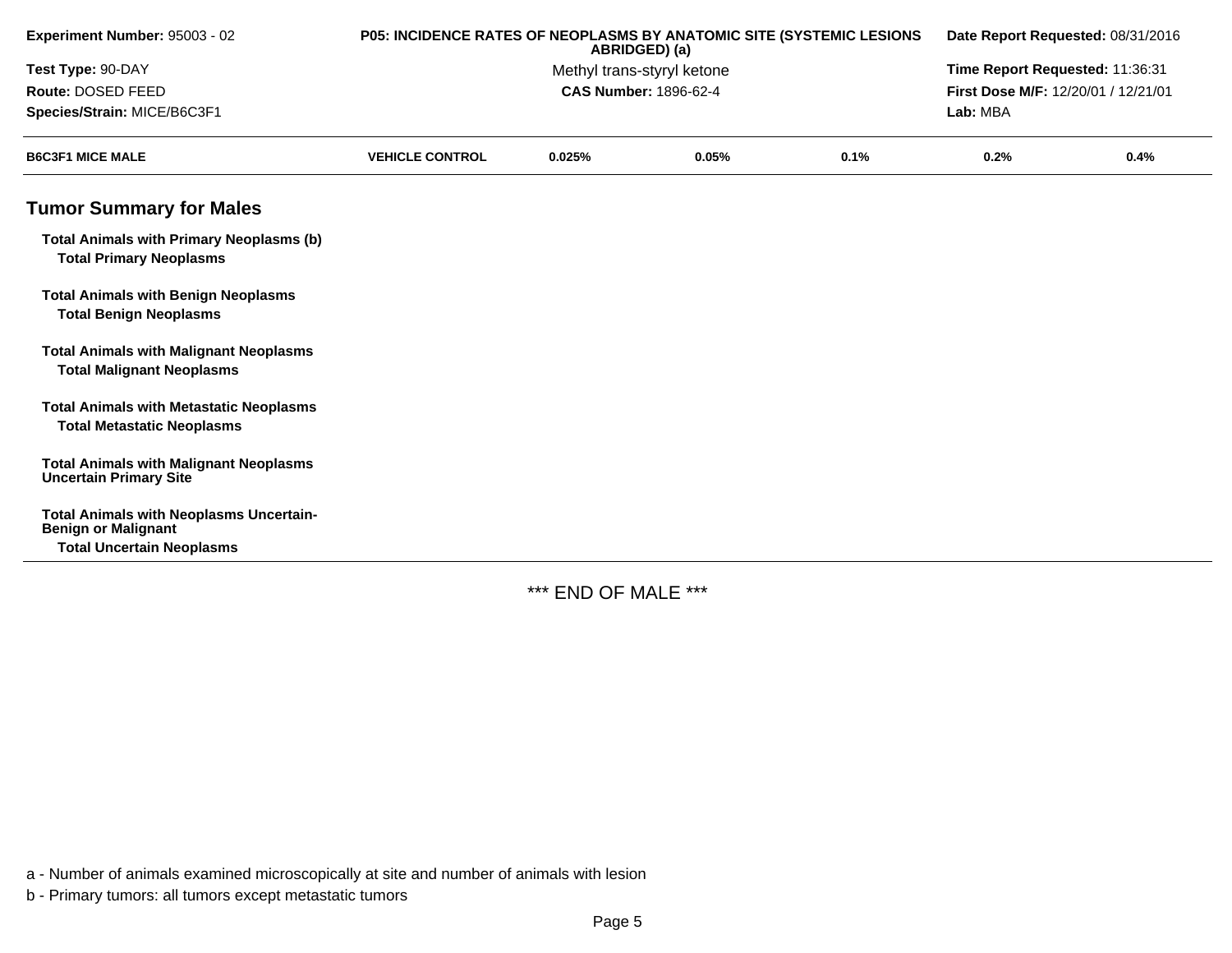| Experiment Number: 95003 - 02 | P05: INCIDENCE RATES OF NEOPLASMS BY ANATOMIC SITE (SYSTEMIC LESIONS ABRIDGED) (a) | Date Report Requested: 08/31/2016 |
|---|---|---|
| Test Type: 90-DAY | Methyl trans-styryl ketone | Time Report Requested: 11:36:31 |
| Route: DOSED FEED | CAS Number: 1896-62-4 | First Dose M/F: 12/20/01 / 12/21/01 |
| Species/Strain: MICE/B6C3F1 | | Lab: MBA |

| B6C3F1 MICE MALE | VEHICLE CONTROL | 0.025% | 0.05% | 0.1% | 0.2% | 0.4% |
|---|---|---|---|---|---|---|

## Tumor Summary for Males

| | | | | | | |
|---|---|---|---|---|---|---|
| **Total Animals with Primary Neoplasms (b)** | | | | | | |
| **Total Primary Neoplasms** | | | | | | |
| **Total Animals with Benign Neoplasms** | | | | | | |
| **Total Benign Neoplasms** | | | | | | |
| **Total Animals with Malignant Neoplasms** | | | | | | |
| **Total Malignant Neoplasms** | | | | | | |
| **Total Animals with Metastatic Neoplasms** | | | | | | |
| **Total Metastatic Neoplasms** | | | | | | |
| **Total Animals with Malignant Neoplasms Uncertain Primary Site** | | | | | | |
| **Total Animals with Neoplasms Uncertain-Benign or Malignant** | | | | | | |
| **Total Uncertain Neoplasms** | | | | | | |

*** END OF MALE ***

a - Number of animals examined microscopically at site and number of animals with lesion

b - Primary tumors: all tumors except metastatic tumors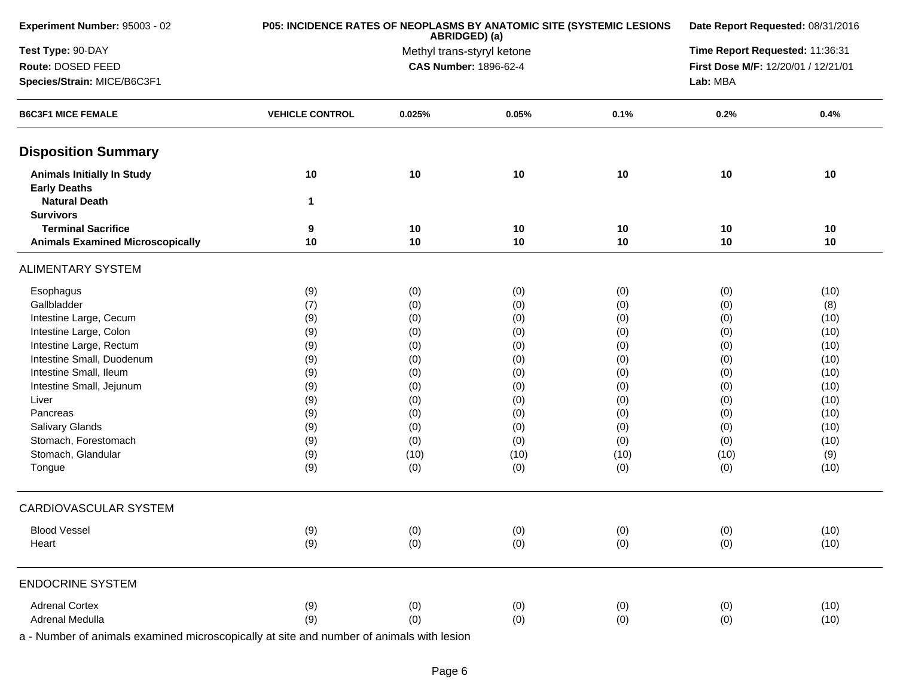| Experiment Number: 95003 - 02 | P05: INCIDENCE RATES OF NEOPLASMS BY ANATOMIC SITE (SYSTEMIC LESIONS ABRIDGED) (a) | Date Report Requested: 08/31/2016 |
|---|---|---|
| Test Type: 90-DAY | Methyl trans-styryl ketone | Time Report Requested: 11:36:31 |
| Route: DOSED FEED | CAS Number: 1896-62-4 | First Dose M/F: 12/20/01 / 12/21/01 |
| Species/Strain: MICE/B6C3F1 | | Lab: MBA |

| B6C3F1 MICE FEMALE | VEHICLE CONTROL | 0.025% | 0.05% | 0.1% | 0.2% | 0.4% |
|---|---|---|---|---|---|---|
| **Disposition Summary** | | | | | | |
| **Animals Initially In Study** | **10** | **10** | **10** | **10** | **10** | **10** |
| **Early Deaths** | | | | | | |
| **Natural Death** | **1** | | | | | |
| **Survivors** | | | | | | |
| **Terminal Sacrifice** | **9** | **10** | **10** | **10** | **10** | **10** |
| **Animals Examined Microscopically** | **10** | **10** | **10** | **10** | **10** | **10** |
| ALIMENTARY SYSTEM | | | | | | |
| Esophagus | (9) | (0) | (0) | (0) | (0) | (10) |
| Gallbladder | (7) | (0) | (0) | (0) | (0) | (8) |
| Intestine Large, Cecum | (9) | (0) | (0) | (0) | (0) | (10) |
| Intestine Large, Colon | (9) | (0) | (0) | (0) | (0) | (10) |
| Intestine Large, Rectum | (9) | (0) | (0) | (0) | (0) | (10) |
| Intestine Small, Duodenum | (9) | (0) | (0) | (0) | (0) | (10) |
| Intestine Small, Ileum | (9) | (0) | (0) | (0) | (0) | (10) |
| Intestine Small, Jejunum | (9) | (0) | (0) | (0) | (0) | (10) |
| Liver | (9) | (0) | (0) | (0) | (0) | (10) |
| Pancreas | (9) | (0) | (0) | (0) | (0) | (10) |
| Salivary Glands | (9) | (0) | (0) | (0) | (0) | (10) |
| Stomach, Forestomach | (9) | (0) | (0) | (0) | (0) | (10) |
| Stomach, Glandular | (9) | (10) | (10) | (10) | (10) | (9) |
| Tongue | (9) | (0) | (0) | (0) | (0) | (10) |
| CARDIOVASCULAR SYSTEM | | | | | | |
| Blood Vessel | (9) | (0) | (0) | (0) | (0) | (10) |
| Heart | (9) | (0) | (0) | (0) | (0) | (10) |
| ENDOCRINE SYSTEM | | | | | | |
| Adrenal Cortex | (9) | (0) | (0) | (0) | (0) | (10) |
| Adrenal Medulla | (9) | (0) | (0) | (0) | (0) | (10) |

a - Number of animals examined microscopically at site and number of animals with lesion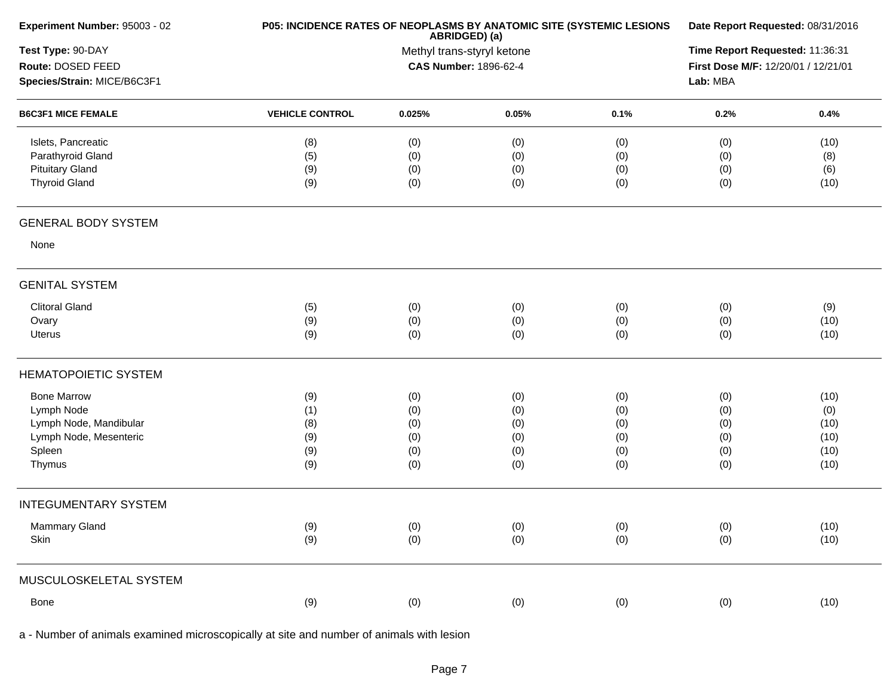| Experiment Number: 95003 - 02 | P05: INCIDENCE RATES OF NEOPLASMS BY ANATOMIC SITE (SYSTEMIC LESIONS ABRIDGED) (a) | Date Report Requested: 08/31/2016 |
|---|---|---|
| Test Type: 90-DAY | Methyl trans-styryl ketone | Time Report Requested: 11:36:31 |
| Route: DOSED FEED | CAS Number: 1896-62-4 | First Dose M/F: 12/20/01 / 12/21/01 |
| Species/Strain: MICE/B6C3F1 | | Lab: MBA |

| B6C3F1 MICE FEMALE | VEHICLE CONTROL | 0.025% | 0.05% | 0.1% | 0.2% | 0.4% |
|---|---|---|---|---|---|---|
| Islets, Pancreatic | (8) | (0) | (0) | (0) | (0) | (10) |
| Parathyroid Gland | (5) | (0) | (0) | (0) | (0) | (8) |
| Pituitary Gland | (9) | (0) | (0) | (0) | (0) | (6) |
| Thyroid Gland | (9) | (0) | (0) | (0) | (0) | (10) |
| **GENERAL BODY SYSTEM** | | | | | | |
| None | | | | | | |
| **GENITAL SYSTEM** | | | | | | |
| Clitoral Gland | (5) | (0) | (0) | (0) | (0) | (9) |
| Ovary | (9) | (0) | (0) | (0) | (0) | (10) |
| Uterus | (9) | (0) | (0) | (0) | (0) | (10) |
| **HEMATOPOIETIC SYSTEM** | | | | | | |
| Bone Marrow | (9) | (0) | (0) | (0) | (0) | (10) |
| Lymph Node | (1) | (0) | (0) | (0) | (0) | (0) |
| Lymph Node, Mandibular | (8) | (0) | (0) | (0) | (0) | (10) |
| Lymph Node, Mesenteric | (9) | (0) | (0) | (0) | (0) | (10) |
| Spleen | (9) | (0) | (0) | (0) | (0) | (10) |
| Thymus | (9) | (0) | (0) | (0) | (0) | (10) |
| **INTEGUMENTARY SYSTEM** | | | | | | |
| Mammary Gland | (9) | (0) | (0) | (0) | (0) | (10) |
| Skin | (9) | (0) | (0) | (0) | (0) | (10) |
| **MUSCULOSKELETAL SYSTEM** | | | | | | |
| Bone | (9) | (0) | (0) | (0) | (0) | (10) |

a - Number of animals examined microscopically at site and number of animals with lesion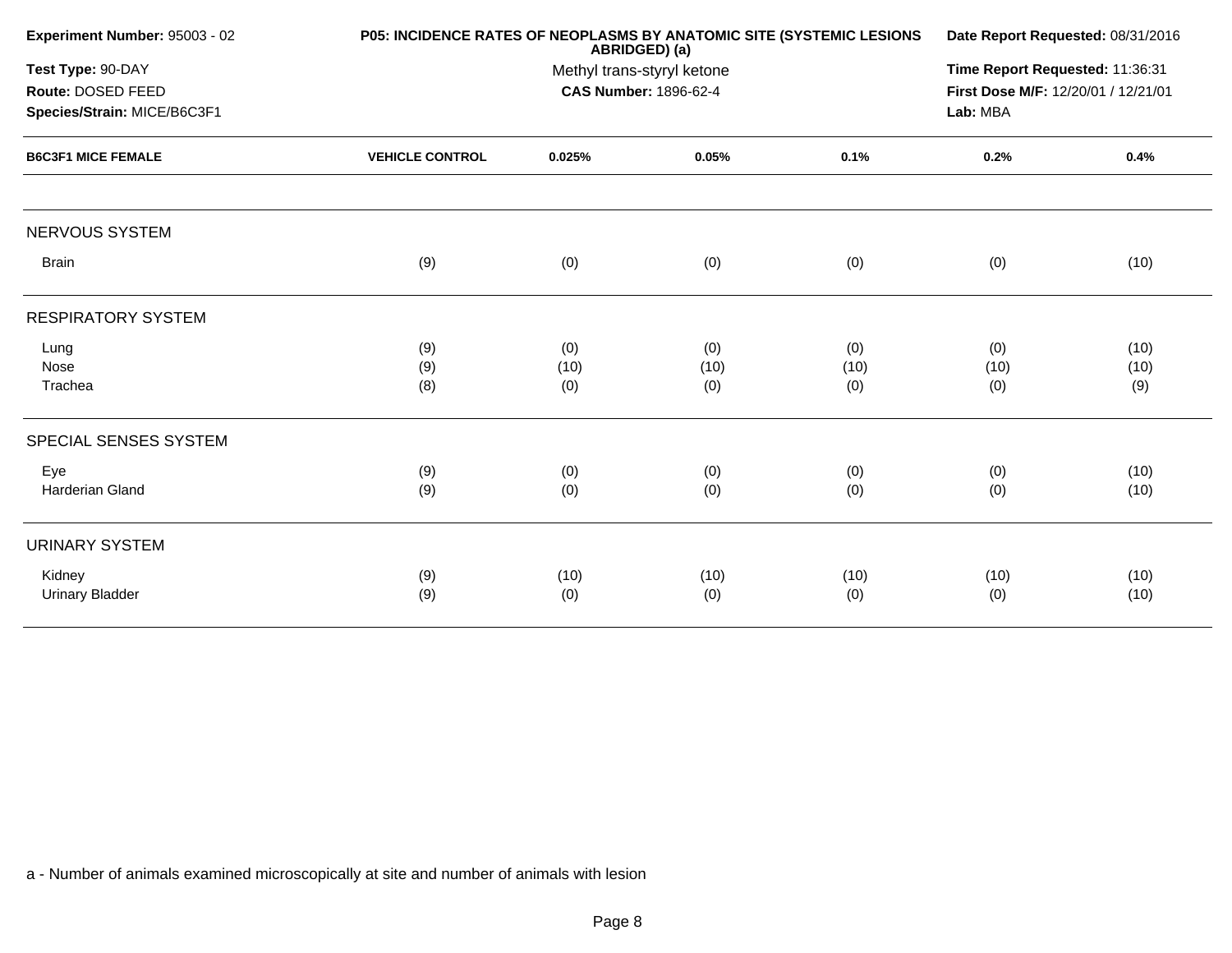**Experiment Number:** 95003 - 02
**Test Type:** 90-DAY
**Route:** DOSED FEED
**Species/Strain:** MICE/B6C3F1

**P05: INCIDENCE RATES OF NEOPLASMS BY ANATOMIC SITE (SYSTEMIC LESIONS ABRIDGED) (a)**
Methyl trans-styryl ketone
**CAS Number:** 1896-62-4

**Date Report Requested:** 08/31/2016
**Time Report Requested:** 11:36:31
**First Dose M/F:** 12/20/01 / 12/21/01
**Lab:** MBA

| B6C3F1 MICE FEMALE | VEHICLE CONTROL | 0.025% | 0.05% | 0.1% | 0.2% | 0.4% |
|---|---|---|---|---|---|---|
| NERVOUS SYSTEM | | | | | | |
| Brain | (9) | (0) | (0) | (0) | (0) | (10) |
| RESPIRATORY SYSTEM | | | | | | |
| Lung | (9) | (0) | (0) | (0) | (0) | (10) |
| Nose | (9) | (10) | (10) | (10) | (10) | (10) |
| Trachea | (8) | (0) | (0) | (0) | (0) | (9) |
| SPECIAL SENSES SYSTEM | | | | | | |
| Eye | (9) | (0) | (0) | (0) | (0) | (10) |
| Harderian Gland | (9) | (0) | (0) | (0) | (0) | (10) |
| URINARY SYSTEM | | | | | | |
| Kidney | (9) | (10) | (10) | (10) | (10) | (10) |
| Urinary Bladder | (9) | (0) | (0) | (0) | (0) | (10) |

a - Number of animals examined microscopically at site and number of animals with lesion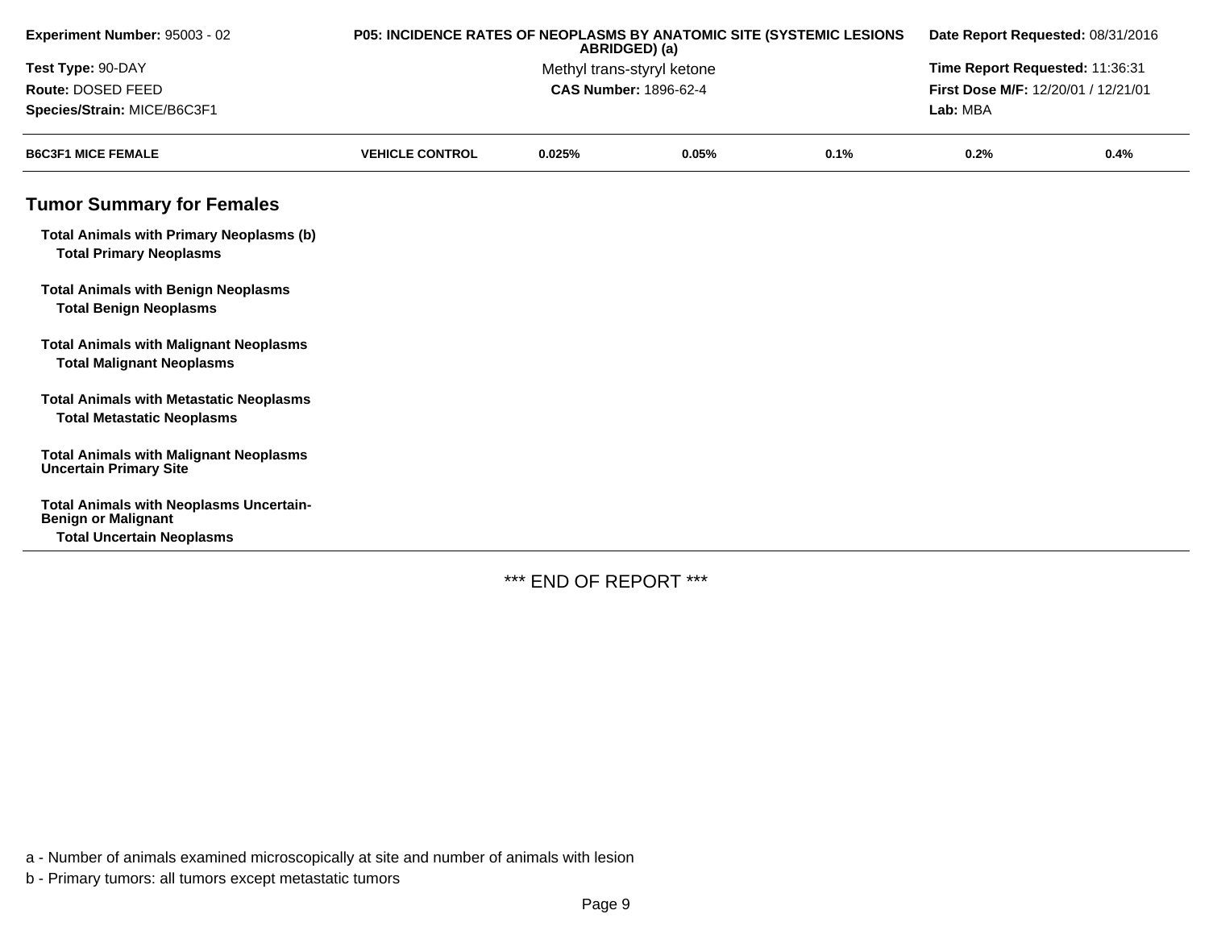| Experiment Number: 95003 - 02 | P05: INCIDENCE RATES OF NEOPLASMS BY ANATOMIC SITE (SYSTEMIC LESIONS ABRIDGED) (a) | Date Report Requested: 08/31/2016 |
|---|---|---|
| Test Type: 90-DAY | Methyl trans-styryl ketone | Time Report Requested: 11:36:31 |
| Route: DOSED FEED | CAS Number: 1896-62-4 | First Dose M/F: 12/20/01 / 12/21/01 |
| Species/Strain: MICE/B6C3F1 | | Lab: MBA |

| B6C3F1 MICE FEMALE | VEHICLE CONTROL | 0.025% | 0.05% | 0.1% | 0.2% | 0.4% |
|---|---|---|---|---|---|---|
| **Tumor Summary for Females** | | | | | | |
| **Total Animals with Primary Neoplasms (b)** | | | | | | |
| **Total Primary Neoplasms** | | | | | | |
| **Total Animals with Benign Neoplasms** | | | | | | |
| **Total Benign Neoplasms** | | | | | | |
| **Total Animals with Malignant Neoplasms** | | | | | | |
| **Total Malignant Neoplasms** | | | | | | |
| **Total Animals with Metastatic Neoplasms** | | | | | | |
| **Total Metastatic Neoplasms** | | | | | | |
| **Total Animals with Malignant Neoplasms Uncertain Primary Site** | | | | | | |
| **Total Animals with Neoplasms Uncertain-Benign or Malignant** | | | | | | |
| **Total Uncertain Neoplasms** | | | | | | |

*** END OF REPORT ***

a - Number of animals examined microscopically at site and number of animals with lesion

b - Primary tumors: all tumors except metastatic tumors